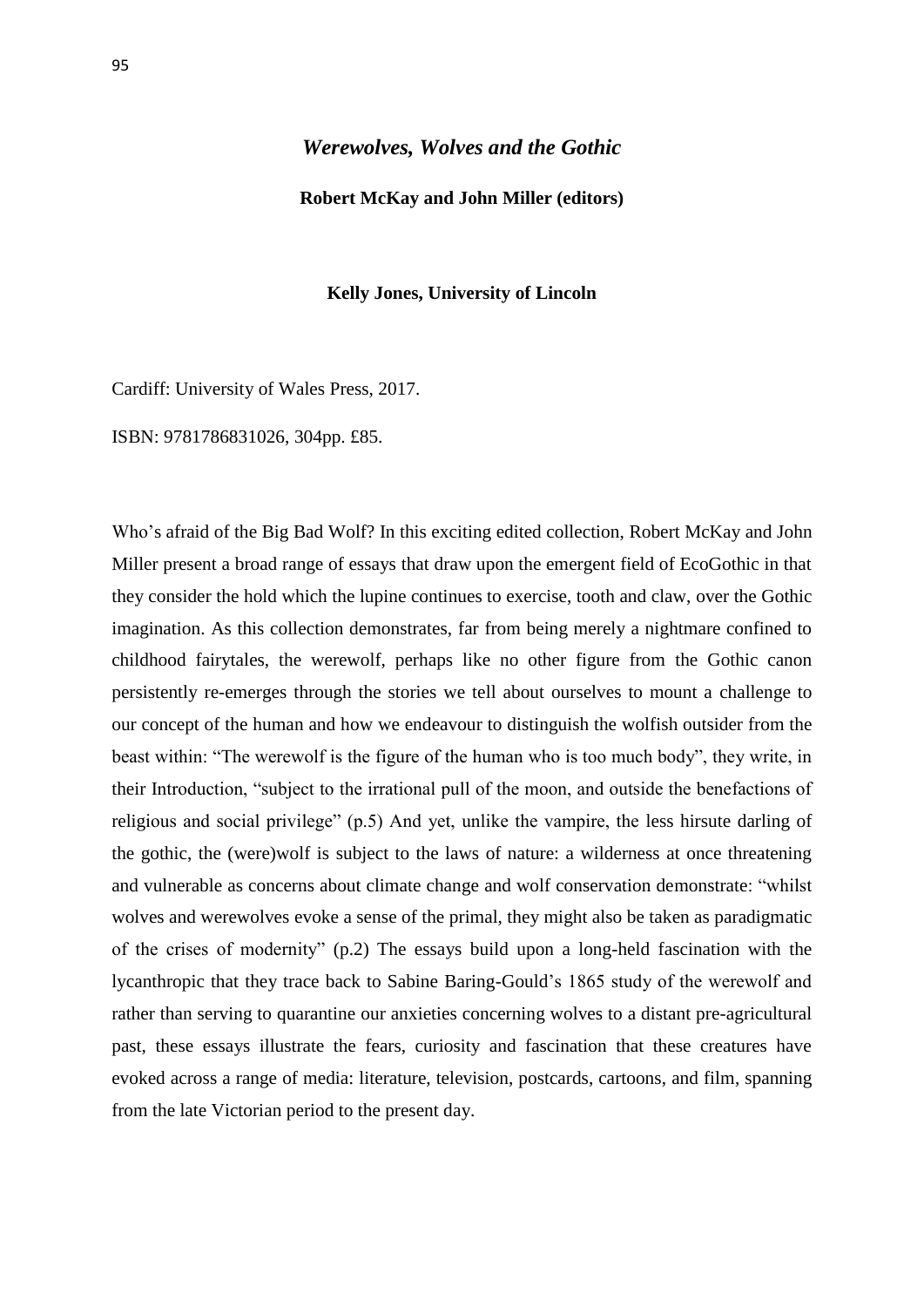# *Werewolves, Wolves and the Gothic*

**Robert McKay and John Miller (editors)**

**Kelly Jones, University of Lincoln**

Cardiff: University of Wales Press, 2017.

ISBN: 9781786831026, 304pp. £85.

Who's afraid of the Big Bad Wolf? In this exciting edited collection, Robert McKay and John Miller present a broad range of essays that draw upon the emergent field of EcoGothic in that they consider the hold which the lupine continues to exercise, tooth and claw, over the Gothic imagination. As this collection demonstrates, far from being merely a nightmare confined to childhood fairytales, the werewolf, perhaps like no other figure from the Gothic canon persistently re-emerges through the stories we tell about ourselves to mount a challenge to our concept of the human and how we endeavour to distinguish the wolfish outsider from the beast within: "The werewolf is the figure of the human who is too much body", they write, in their Introduction, "subject to the irrational pull of the moon, and outside the benefactions of religious and social privilege" (p.5) And yet, unlike the vampire, the less hirsute darling of the gothic, the (were)wolf is subject to the laws of nature: a wilderness at once threatening and vulnerable as concerns about climate change and wolf conservation demonstrate: "whilst wolves and werewolves evoke a sense of the primal, they might also be taken as paradigmatic of the crises of modernity" (p.2) The essays build upon a long-held fascination with the lycanthropic that they trace back to Sabine Baring-Gould's 1865 study of the werewolf and rather than serving to quarantine our anxieties concerning wolves to a distant pre-agricultural past, these essays illustrate the fears, curiosity and fascination that these creatures have evoked across a range of media: literature, television, postcards, cartoons, and film, spanning from the late Victorian period to the present day.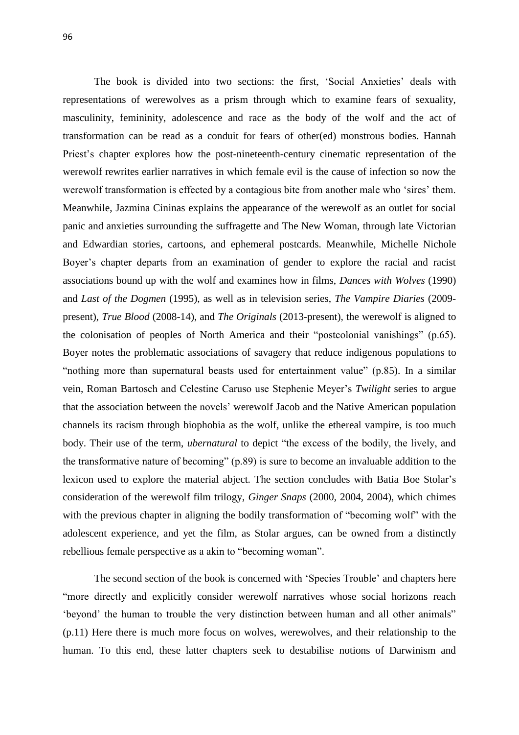The book is divided into two sections: the first, 'Social Anxieties' deals with representations of werewolves as a prism through which to examine fears of sexuality, masculinity, femininity, adolescence and race as the body of the wolf and the act of transformation can be read as a conduit for fears of other(ed) monstrous bodies. Hannah Priest's chapter explores how the post-nineteenth-century cinematic representation of the werewolf rewrites earlier narratives in which female evil is the cause of infection so now the werewolf transformation is effected by a contagious bite from another male who 'sires' them. Meanwhile, Jazmina Cininas explains the appearance of the werewolf as an outlet for social panic and anxieties surrounding the suffragette and The New Woman, through late Victorian and Edwardian stories, cartoons, and ephemeral postcards. Meanwhile, Michelle Nichole Boyer's chapter departs from an examination of gender to explore the racial and racist associations bound up with the wolf and examines how in films, *Dances with Wolves* (1990) and *Last of the Dogmen* (1995), as well as in television series, *The Vampire Diaries* (2009-present), *True Blood* (2008-14), and *The Originals* (2013-present), the werewolf is aligned to the colonisation of peoples of North America and their "postcolonial vanishings" (p.65). Boyer notes the problematic associations of savagery that reduce indigenous populations to "nothing more than supernatural beasts used for entertainment value" (p.85). In a similar vein, Roman Bartosch and Celestine Caruso use Stephenie Meyer's *Twilight* series to argue that the association between the novels' werewolf Jacob and the Native American population channels its racism through biophobia as the wolf, unlike the ethereal vampire, is too much body. Their use of the term, *ubernatural* to depict "the excess of the bodily, the lively, and the transformative nature of becoming" (p.89) is sure to become an invaluable addition to the lexicon used to explore the material abject. The section concludes with Batia Boe Stolar's consideration of the werewolf film trilogy, *Ginger Snaps* (2000, 2004, 2004), which chimes with the previous chapter in aligning the bodily transformation of "becoming wolf" with the adolescent experience, and yet the film, as Stolar argues, can be owned from a distinctly rebellious female perspective as a akin to "becoming woman".

The second section of the book is concerned with 'Species Trouble' and chapters here "more directly and explicitly consider werewolf narratives whose social horizons reach 'beyond' the human to trouble the very distinction between human and all other animals" (p.11) Here there is much more focus on wolves, werewolves, and their relationship to the human. To this end, these latter chapters seek to destabilise notions of Darwinism and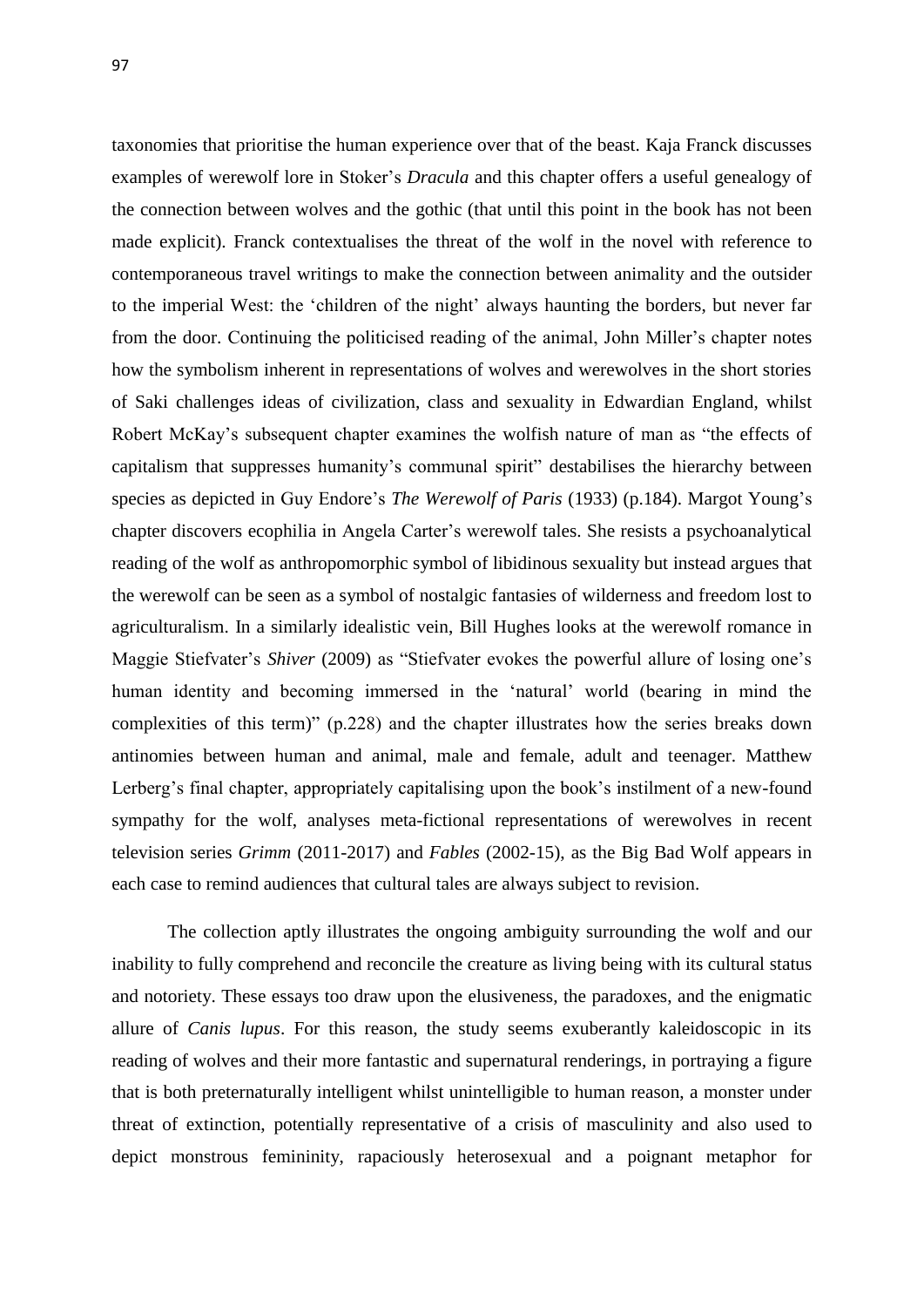taxonomies that prioritise the human experience over that of the beast. Kaja Franck discusses examples of werewolf lore in Stoker's *Dracula* and this chapter offers a useful genealogy of the connection between wolves and the gothic (that until this point in the book has not been made explicit). Franck contextualises the threat of the wolf in the novel with reference to contemporaneous travel writings to make the connection between animality and the outsider to the imperial West: the 'children of the night' always haunting the borders, but never far from the door. Continuing the politicised reading of the animal, John Miller's chapter notes how the symbolism inherent in representations of wolves and werewolves in the short stories of Saki challenges ideas of civilization, class and sexuality in Edwardian England, whilst Robert McKay's subsequent chapter examines the wolfish nature of man as "the effects of capitalism that suppresses humanity's communal spirit" destabilises the hierarchy between species as depicted in Guy Endore's *The Werewolf of Paris* (1933) (p.184). Margot Young's chapter discovers ecophilia in Angela Carter's werewolf tales. She resists a psychoanalytical reading of the wolf as anthropomorphic symbol of libidinous sexuality but instead argues that the werewolf can be seen as a symbol of nostalgic fantasies of wilderness and freedom lost to agriculturalism. In a similarly idealistic vein, Bill Hughes looks at the werewolf romance in Maggie Stiefvater's *Shiver* (2009) as "Stiefvater evokes the powerful allure of losing one's human identity and becoming immersed in the 'natural' world (bearing in mind the complexities of this term)" (p.228) and the chapter illustrates how the series breaks down antinomies between human and animal, male and female, adult and teenager. Matthew Lerberg's final chapter, appropriately capitalising upon the book's instilment of a new-found sympathy for the wolf, analyses meta-fictional representations of werewolves in recent television series *Grimm* (2011-2017) and *Fables* (2002-15), as the Big Bad Wolf appears in each case to remind audiences that cultural tales are always subject to revision.

The collection aptly illustrates the ongoing ambiguity surrounding the wolf and our inability to fully comprehend and reconcile the creature as living being with its cultural status and notoriety. These essays too draw upon the elusiveness, the paradoxes, and the enigmatic allure of *Canis lupus*. For this reason, the study seems exuberantly kaleidoscopic in its reading of wolves and their more fantastic and supernatural renderings, in portraying a figure that is both preternaturally intelligent whilst unintelligible to human reason, a monster under threat of extinction, potentially representative of a crisis of masculinity and also used to depict monstrous femininity, rapaciously heterosexual and a poignant metaphor for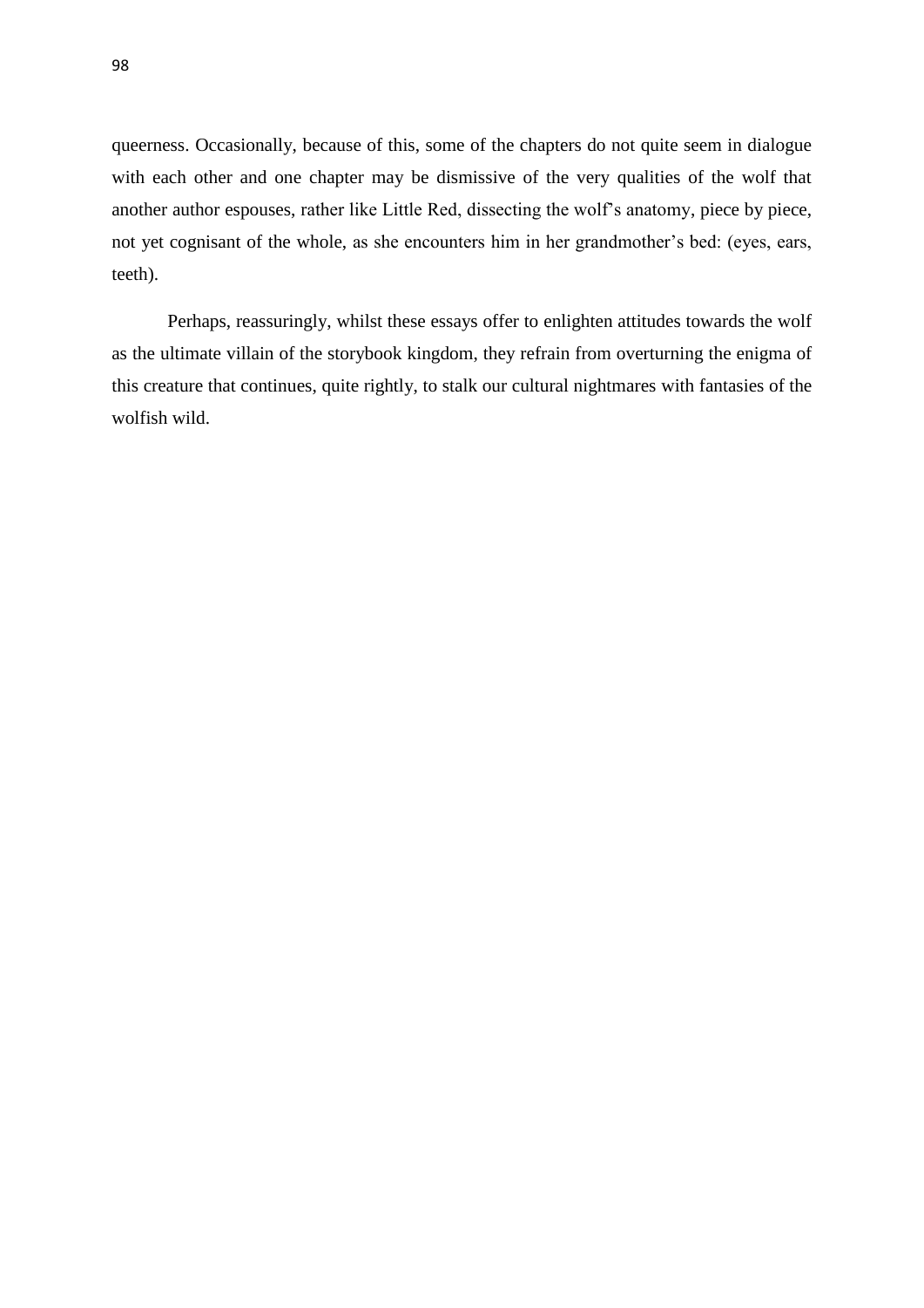queerness. Occasionally, because of this, some of the chapters do not quite seem in dialogue with each other and one chapter may be dismissive of the very qualities of the wolf that another author espouses, rather like Little Red, dissecting the wolf's anatomy, piece by piece, not yet cognisant of the whole, as she encounters him in her grandmother's bed: (eyes, ears, teeth).

Perhaps, reassuringly, whilst these essays offer to enlighten attitudes towards the wolf as the ultimate villain of the storybook kingdom, they refrain from overturning the enigma of this creature that continues, quite rightly, to stalk our cultural nightmares with fantasies of the wolfish wild.